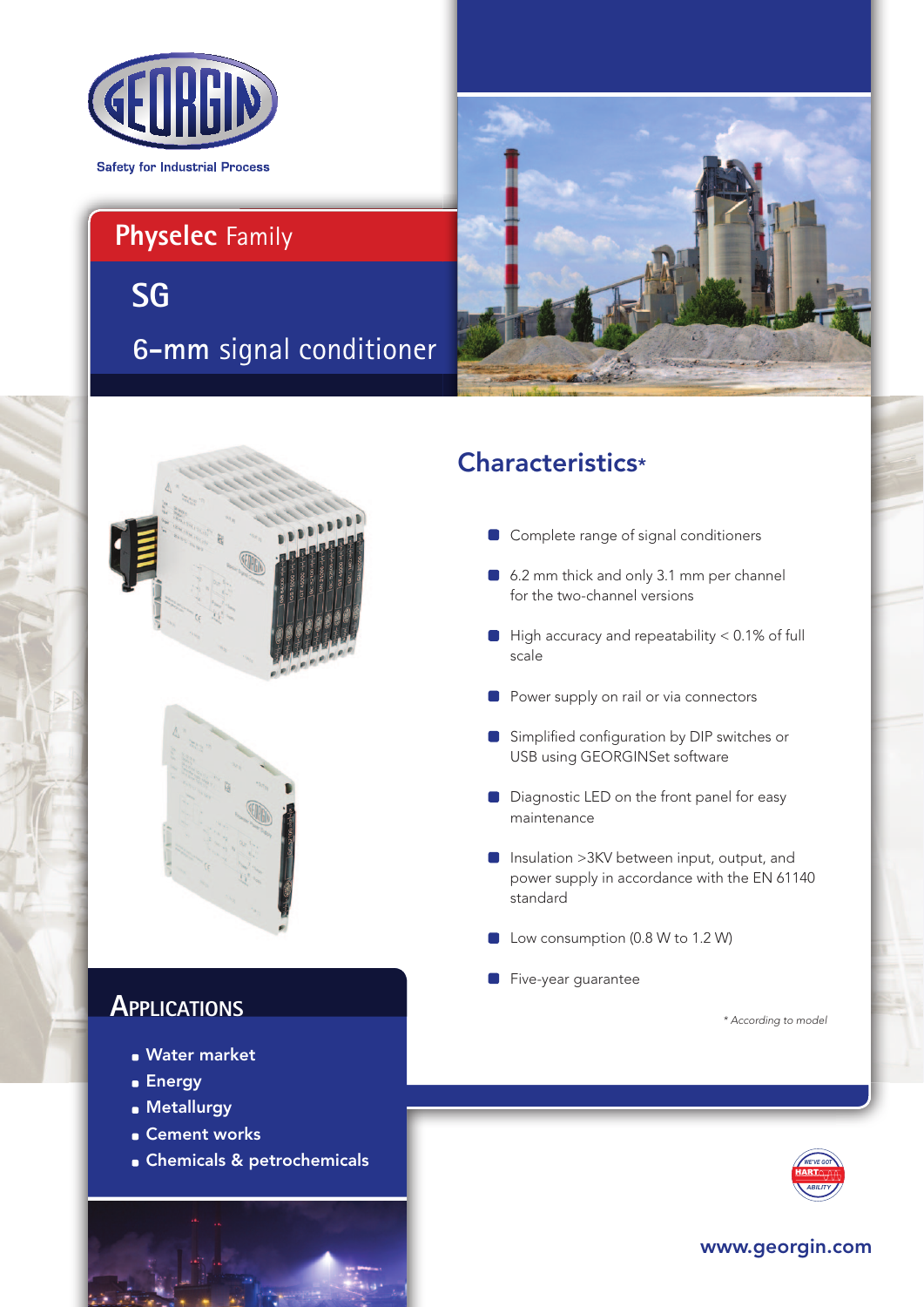GEORGIN

Safety for Industrial Process

# Physelec Family

## SG

## 6-mm signal conditioner

## Characteristics*

- Complete range of signal conditioners
- 6.2 mm thick and only 3.1 mm per channel for the two-channel versions
- High accuracy and repeatability < 0.1% of full scale
- Power supply on rail or via connectors
- Simplified configuration by DIP switches or USB using GEORGINSet software
- Diagnostic LED on the front panel for easy maintenance
- Insulation >3KV between input, output, and power supply in accordance with the EN 61140 standard
- Low consumption (0.8 W to 1.2 W)
- Five-year guarantee

*\* According to model*

## Applications

- **Water market**
- **Energy**
- **Metallurgy**
- **Cement works**
- **Chemicals & petrochemicals**

WE'VE GOT HART ABILITY

www.georgin.com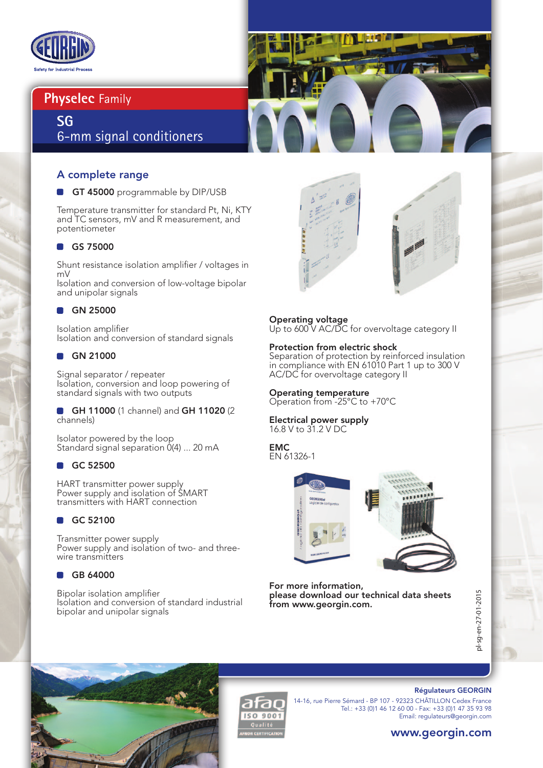# Physelec Family

## SG
6-mm signal conditioners

### A complete range

- **GT 45000** programmable by DIP/USB

Temperature transmitter for standard Pt, Ni, KTY and TC sensors, mV and R measurement, and potentiometer

- **GS 75000**

Shunt resistance isolation amplifier / voltages in mV
Isolation and conversion of low-voltage bipolar and unipolar signals

- **GN 25000**

Isolation amplifier
Isolation and conversion of standard signals

- **GN 21000**

Signal separator / repeater
Isolation, conversion and loop powering of standard signals with two outputs

- **GH 11000** (1 channel) and **GH 11020** (2 channels)

Isolator powered by the loop
Standard signal separation 0(4) ... 20 mA

- **GC 52500**

HART transmitter power supply
Power supply and isolation of SMART transmitters with HART connection

- **GC 52100**

Transmitter power supply
Power supply and isolation of two- and three-wire transmitters

- **GB 64000**

Bipolar isolation amplifier
Isolation and conversion of standard industrial bipolar and unipolar signals

**Operating voltage**
Up to 600 V AC/DC for overvoltage category II

**Protection from electric shock**
Separation of protection by reinforced insulation in compliance with EN 61010 Part 1 up to 300 V AC/DC for overvoltage category II

**Operating temperature**
Operation from -25°C to +70°C

**Electrical power supply**
16.8 V to 31.2 V DC

**EMC**
EN 61326-1

**For more information, please download our technical data sheets from www.georgin.com.**

pl-sg-en-27-01-2015

**Régulateurs GEORGIN**
14-16, rue Pierre Sémard - BP 107 - 92323 CHÂTILLON Cedex France
Tel.: +33 (0)1 46 12 60 00 - Fax: +33 (0)1 47 35 93 98
Email: regulateurs@georgin.com

**www.georgin.com**